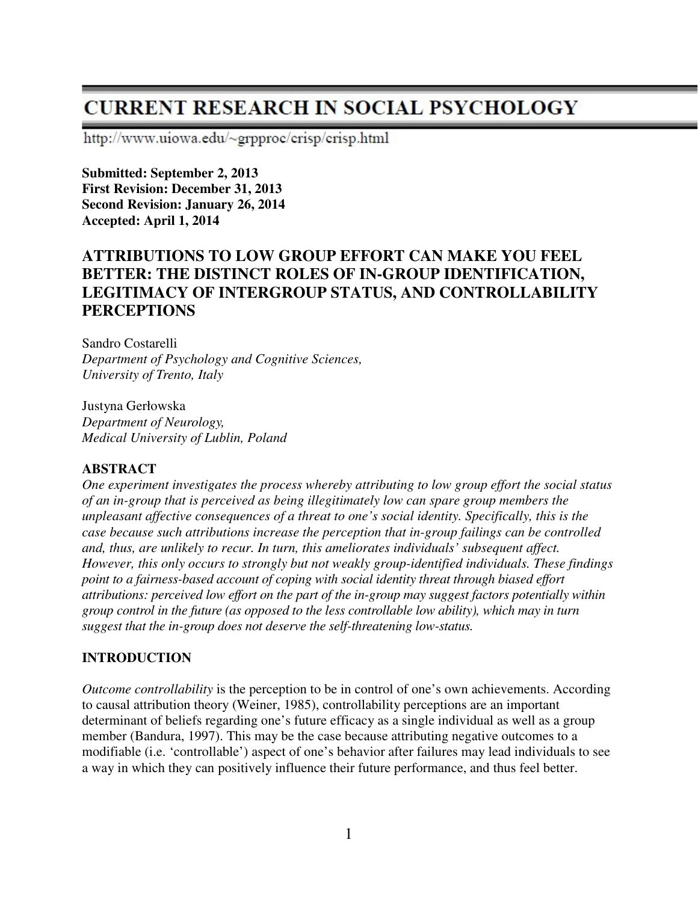# CURRENT RESEARCH IN SOCIAL PSYCHOLOGY

http://www.uiowa.edu/~grpproc/crisp/crisp.html

**Submitted: September 2, 2013**
**First Revision: December 31, 2013**
**Second Revision: January 26, 2014**
**Accepted: April 1, 2014**

## ATTRIBUTIONS TO LOW GROUP EFFORT CAN MAKE YOU FEEL BETTER: THE DISTINCT ROLES OF IN-GROUP IDENTIFICATION, LEGITIMACY OF INTERGROUP STATUS, AND CONTROLLABILITY PERCEPTIONS

Sandro Costarelli
*Department of Psychology and Cognitive Sciences,*
*University of Trento, Italy*

Justyna Gerłowska
*Department of Neurology,*
*Medical University of Lublin, Poland*

### ABSTRACT

*One experiment investigates the process whereby attributing to low group effort the social status of an in-group that is perceived as being illegitimately low can spare group members the unpleasant affective consequences of a threat to one's social identity. Specifically, this is the case because such attributions increase the perception that in-group failings can be controlled and, thus, are unlikely to recur. In turn, this ameliorates individuals' subsequent affect. However, this only occurs to strongly but not weakly group-identified individuals. These findings point to a fairness-based account of coping with social identity threat through biased effort attributions: perceived low effort on the part of the in-group may suggest factors potentially within group control in the future (as opposed to the less controllable low ability), which may in turn suggest that the in-group does not deserve the self-threatening low-status.*

### INTRODUCTION

*Outcome controllability* is the perception to be in control of one's own achievements. According to causal attribution theory (Weiner, 1985), controllability perceptions are an important determinant of beliefs regarding one's future efficacy as a single individual as well as a group member (Bandura, 1997). This may be the case because attributing negative outcomes to a modifiable (i.e. 'controllable') aspect of one's behavior after failures may lead individuals to see a way in which they can positively influence their future performance, and thus feel better.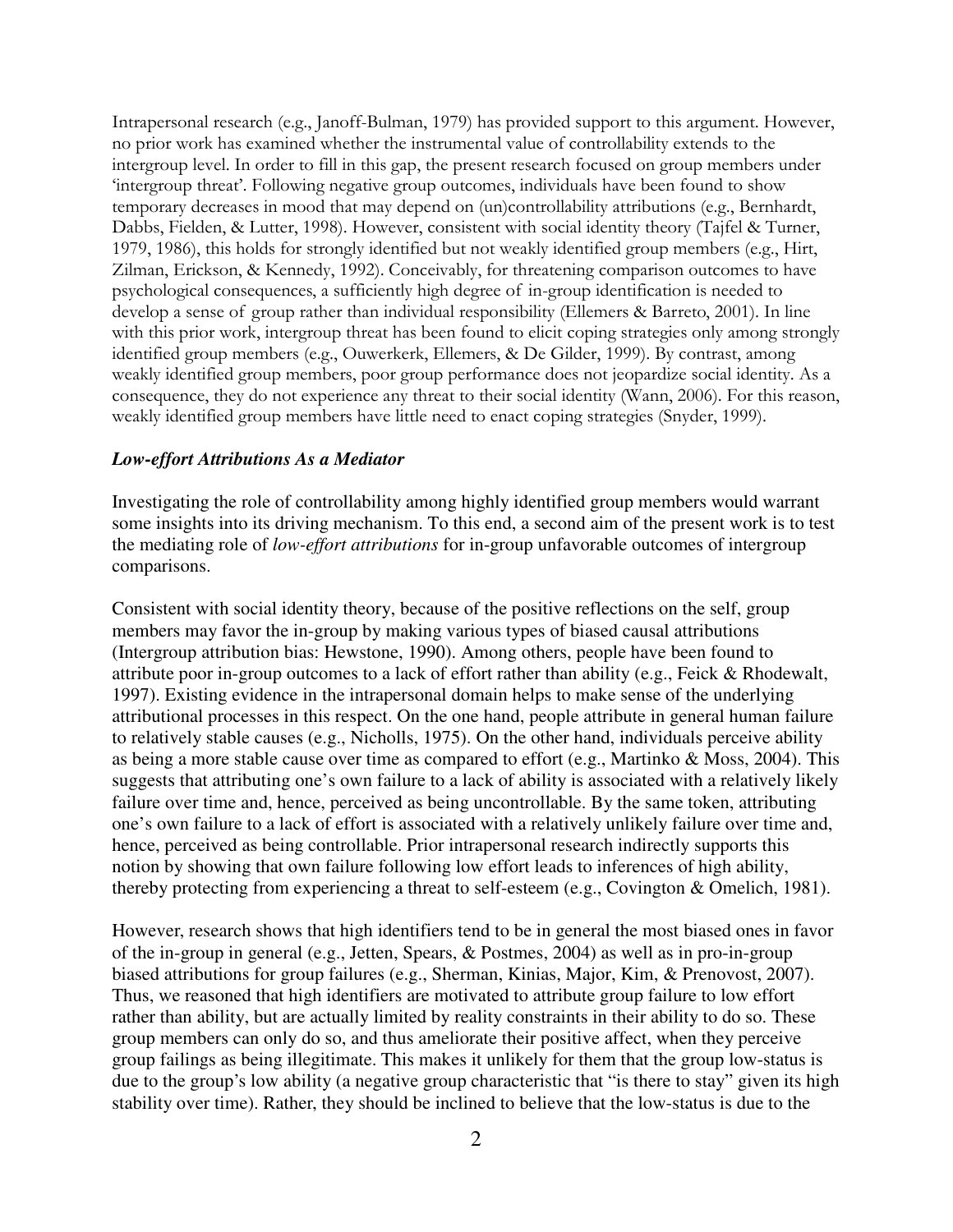Intrapersonal research (e.g., Janoff-Bulman, 1979) has provided support to this argument. However, no prior work has examined whether the instrumental value of controllability extends to the intergroup level. In order to fill in this gap, the present research focused on group members under 'intergroup threat'. Following negative group outcomes, individuals have been found to show temporary decreases in mood that may depend on (un)controllability attributions (e.g., Bernhardt, Dabbs, Fielden, & Lutter, 1998). However, consistent with social identity theory (Tajfel & Turner, 1979, 1986), this holds for strongly identified but not weakly identified group members (e.g., Hirt, Zilman, Erickson, & Kennedy, 1992). Conceivably, for threatening comparison outcomes to have psychological consequences, a sufficiently high degree of in-group identification is needed to develop a sense of group rather than individual responsibility (Ellemers & Barreto, 2001). In line with this prior work, intergroup threat has been found to elicit coping strategies only among strongly identified group members (e.g., Ouwerkerk, Ellemers, & De Gilder, 1999). By contrast, among weakly identified group members, poor group performance does not jeopardize social identity. As a consequence, they do not experience any threat to their social identity (Wann, 2006). For this reason, weakly identified group members have little need to enact coping strategies (Snyder, 1999).

### *Low-effort Attributions As a Mediator*

Investigating the role of controllability among highly identified group members would warrant some insights into its driving mechanism. To this end, a second aim of the present work is to test the mediating role of *low-effort attributions* for in-group unfavorable outcomes of intergroup comparisons.

Consistent with social identity theory, because of the positive reflections on the self, group members may favor the in-group by making various types of biased causal attributions (Intergroup attribution bias: Hewstone, 1990). Among others, people have been found to attribute poor in-group outcomes to a lack of effort rather than ability (e.g., Feick & Rhodewalt, 1997). Existing evidence in the intrapersonal domain helps to make sense of the underlying attributional processes in this respect. On the one hand, people attribute in general human failure to relatively stable causes (e.g., Nicholls, 1975). On the other hand, individuals perceive ability as being a more stable cause over time as compared to effort (e.g., Martinko & Moss, 2004). This suggests that attributing one's own failure to a lack of ability is associated with a relatively likely failure over time and, hence, perceived as being uncontrollable. By the same token, attributing one's own failure to a lack of effort is associated with a relatively unlikely failure over time and, hence, perceived as being controllable. Prior intrapersonal research indirectly supports this notion by showing that own failure following low effort leads to inferences of high ability, thereby protecting from experiencing a threat to self-esteem (e.g., Covington & Omelich, 1981).

However, research shows that high identifiers tend to be in general the most biased ones in favor of the in-group in general (e.g., Jetten, Spears, & Postmes, 2004) as well as in pro-in-group biased attributions for group failures (e.g., Sherman, Kinias, Major, Kim, & Prenovost, 2007). Thus, we reasoned that high identifiers are motivated to attribute group failure to low effort rather than ability, but are actually limited by reality constraints in their ability to do so. These group members can only do so, and thus ameliorate their positive affect, when they perceive group failings as being illegitimate. This makes it unlikely for them that the group low-status is due to the group's low ability (a negative group characteristic that "is there to stay" given its high stability over time). Rather, they should be inclined to believe that the low-status is due to the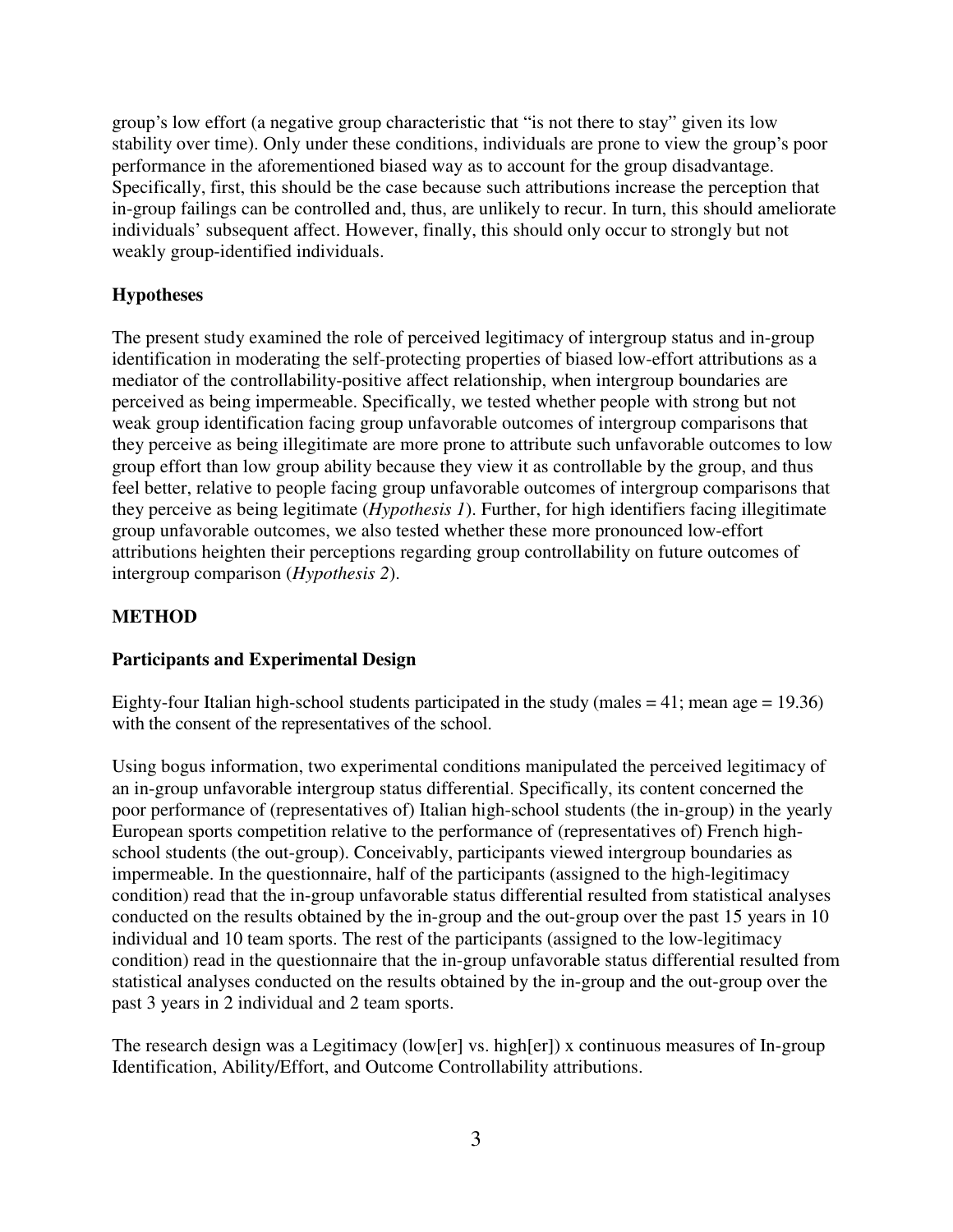group's low effort (a negative group characteristic that "is not there to stay" given its low stability over time). Only under these conditions, individuals are prone to view the group's poor performance in the aforementioned biased way as to account for the group disadvantage. Specifically, first, this should be the case because such attributions increase the perception that in-group failings can be controlled and, thus, are unlikely to recur. In turn, this should ameliorate individuals' subsequent affect. However, finally, this should only occur to strongly but not weakly group-identified individuals.

### Hypotheses

The present study examined the role of perceived legitimacy of intergroup status and in-group identification in moderating the self-protecting properties of biased low-effort attributions as a mediator of the controllability-positive affect relationship, when intergroup boundaries are perceived as being impermeable. Specifically, we tested whether people with strong but not weak group identification facing group unfavorable outcomes of intergroup comparisons that they perceive as being illegitimate are more prone to attribute such unfavorable outcomes to low group effort than low group ability because they view it as controllable by the group, and thus feel better, relative to people facing group unfavorable outcomes of intergroup comparisons that they perceive as being legitimate (*Hypothesis 1*). Further, for high identifiers facing illegitimate group unfavorable outcomes, we also tested whether these more pronounced low-effort attributions heighten their perceptions regarding group controllability on future outcomes of intergroup comparison (*Hypothesis 2*).

## METHOD

### Participants and Experimental Design

Eighty-four Italian high-school students participated in the study (males = 41; mean age = 19.36) with the consent of the representatives of the school.

Using bogus information, two experimental conditions manipulated the perceived legitimacy of an in-group unfavorable intergroup status differential. Specifically, its content concerned the poor performance of (representatives of) Italian high-school students (the in-group) in the yearly European sports competition relative to the performance of (representatives of) French high-school students (the out-group). Conceivably, participants viewed intergroup boundaries as impermeable. In the questionnaire, half of the participants (assigned to the high-legitimacy condition) read that the in-group unfavorable status differential resulted from statistical analyses conducted on the results obtained by the in-group and the out-group over the past 15 years in 10 individual and 10 team sports. The rest of the participants (assigned to the low-legitimacy condition) read in the questionnaire that the in-group unfavorable status differential resulted from statistical analyses conducted on the results obtained by the in-group and the out-group over the past 3 years in 2 individual and 2 team sports.

The research design was a Legitimacy (low[er] vs. high[er]) x continuous measures of In-group Identification, Ability/Effort, and Outcome Controllability attributions.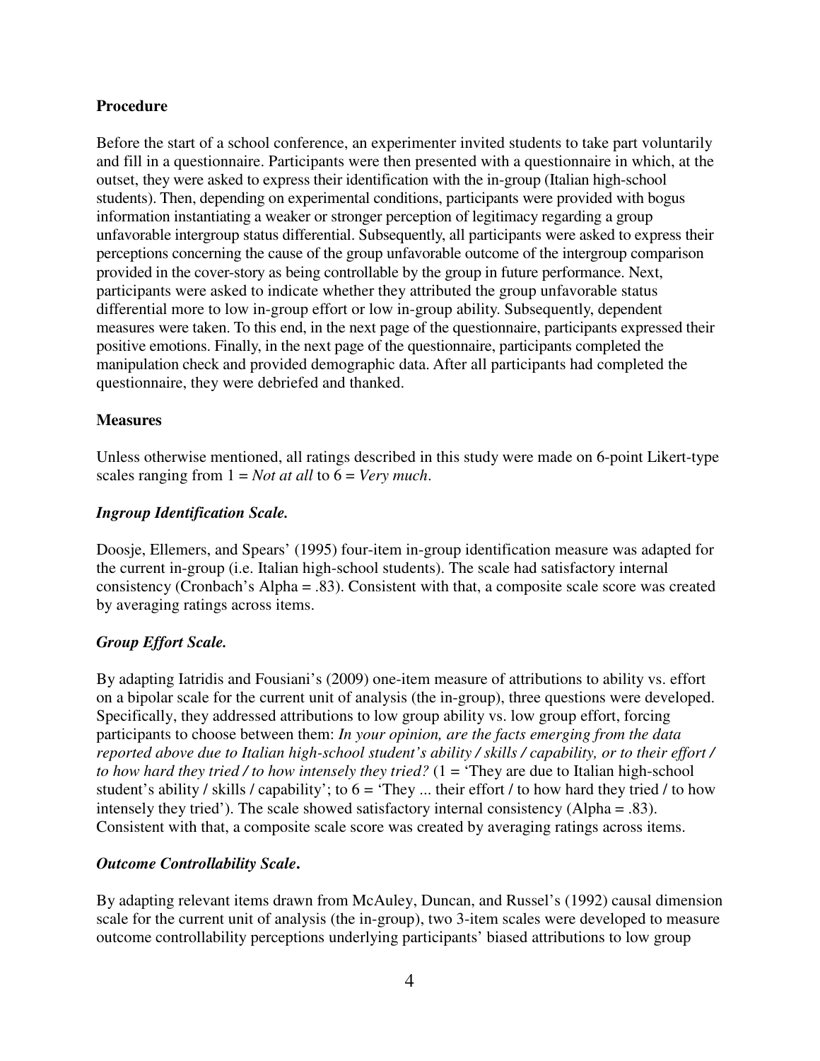**Procedure**

Before the start of a school conference, an experimenter invited students to take part voluntarily and fill in a questionnaire. Participants were then presented with a questionnaire in which, at the outset, they were asked to express their identification with the in-group (Italian high-school students). Then, depending on experimental conditions, participants were provided with bogus information instantiating a weaker or stronger perception of legitimacy regarding a group unfavorable intergroup status differential. Subsequently, all participants were asked to express their perceptions concerning the cause of the group unfavorable outcome of the intergroup comparison provided in the cover-story as being controllable by the group in future performance. Next, participants were asked to indicate whether they attributed the group unfavorable status differential more to low in-group effort or low in-group ability. Subsequently, dependent measures were taken. To this end, in the next page of the questionnaire, participants expressed their positive emotions. Finally, in the next page of the questionnaire, participants completed the manipulation check and provided demographic data. After all participants had completed the questionnaire, they were debriefed and thanked.

**Measures**

Unless otherwise mentioned, all ratings described in this study were made on 6-point Likert-type scales ranging from 1 = *Not at all* to 6 = *Very much*.

***Ingroup Identification Scale.***

Doosje, Ellemers, and Spears' (1995) four-item in-group identification measure was adapted for the current in-group (i.e. Italian high-school students). The scale had satisfactory internal consistency (Cronbach's Alpha = .83). Consistent with that, a composite scale score was created by averaging ratings across items.

***Group Effort Scale.***

By adapting Iatridis and Fousiani's (2009) one-item measure of attributions to ability vs. effort on a bipolar scale for the current unit of analysis (the in-group), three questions were developed. Specifically, they addressed attributions to low group ability vs. low group effort, forcing participants to choose between them: *In your opinion, are the facts emerging from the data reported above due to Italian high-school student's ability / skills / capability, or to their effort / to how hard they tried / to how intensely they tried?* (1 = 'They are due to Italian high-school student's ability / skills / capability'; to 6 = 'They ... their effort / to how hard they tried / to how intensely they tried'). The scale showed satisfactory internal consistency (Alpha = .83). Consistent with that, a composite scale score was created by averaging ratings across items.

***Outcome Controllability Scale*.**

By adapting relevant items drawn from McAuley, Duncan, and Russel's (1992) causal dimension scale for the current unit of analysis (the in-group), two 3-item scales were developed to measure outcome controllability perceptions underlying participants' biased attributions to low group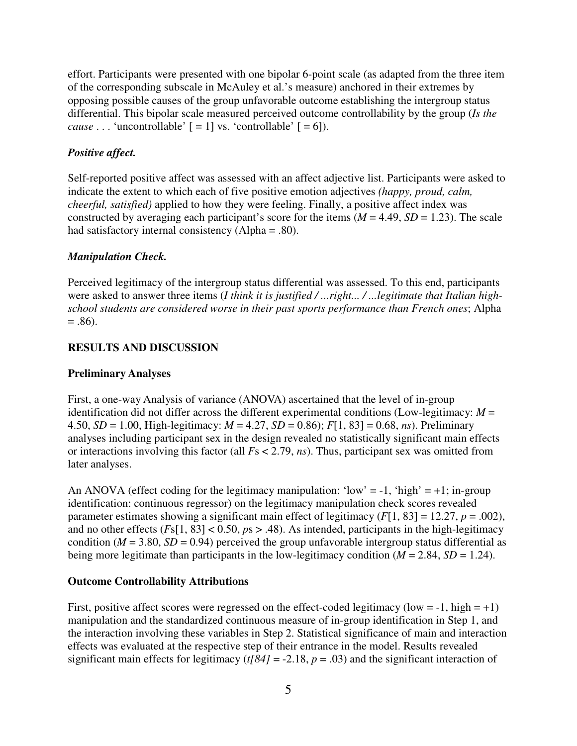effort. Participants were presented with one bipolar 6-point scale (as adapted from the three item of the corresponding subscale in McAuley et al.'s measure) anchored in their extremes by opposing possible causes of the group unfavorable outcome establishing the intergroup status differential. This bipolar scale measured perceived outcome controllability by the group (*Is the cause* . . . 'uncontrollable' [ = 1] vs. 'controllable' [ = 6]).

### *Positive affect.*

Self-reported positive affect was assessed with an affect adjective list. Participants were asked to indicate the extent to which each of five positive emotion adjectives *(happy, proud, calm, cheerful, satisfied)* applied to how they were feeling. Finally, a positive affect index was constructed by averaging each participant's score for the items ($M$ = 4.49, $SD$ = 1.23). The scale had satisfactory internal consistency (Alpha = .80).

### *Manipulation Check.*

Perceived legitimacy of the intergroup status differential was assessed. To this end, participants were asked to answer three items (*I think it is justified / ...right... / ...legitimate that Italian high-school students are considered worse in their past sports performance than French ones*; Alpha = .86).

## RESULTS AND DISCUSSION

### Preliminary Analyses

First, a one-way Analysis of variance (ANOVA) ascertained that the level of in-group identification did not differ across the different experimental conditions (Low-legitimacy: $M$ = 4.50, $SD$ = 1.00, High-legitimacy: $M$ = 4.27, $SD$ = 0.86); $F[1, 83] = 0.68$, *ns*). Preliminary analyses including participant sex in the design revealed no statistically significant main effects or interactions involving this factor (all $F$s < 2.79, *ns*). Thus, participant sex was omitted from later analyses.

An ANOVA (effect coding for the legitimacy manipulation: 'low' = -1, 'high' = +1; in-group identification: continuous regressor) on the legitimacy manipulation check scores revealed parameter estimates showing a significant main effect of legitimacy ($F[1, 83] = 12.27$, $p = .002$), and no other effects ($F$s$[1, 83] < 0.50$, $p$s > .48). As intended, participants in the high-legitimacy condition ($M$ = 3.80, $SD$ = 0.94) perceived the group unfavorable intergroup status differential as being more legitimate than participants in the low-legitimacy condition ($M$ = 2.84, $SD$ = 1.24).

### Outcome Controllability Attributions

First, positive affect scores were regressed on the effect-coded legitimacy (low = -1, high = +1) manipulation and the standardized continuous measure of in-group identification in Step 1, and the interaction involving these variables in Step 2. Statistical significance of main and interaction effects was evaluated at the respective step of their entrance in the model. Results revealed significant main effects for legitimacy ($t[84] = -2.18$, $p = .03$) and the significant interaction of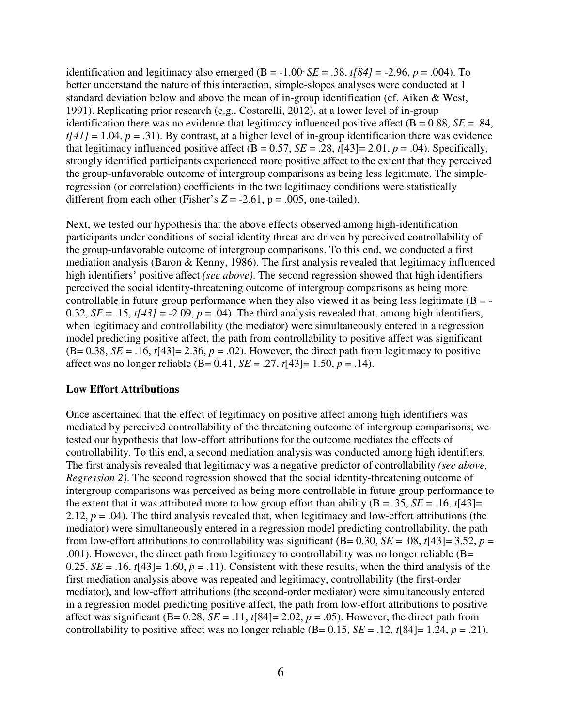identification and legitimacy also emerged (B = -1.00, $SE$ = .38, $t[84]$ = -2.96, $p$ = .004). To better understand the nature of this interaction, simple-slopes analyses were conducted at 1 standard deviation below and above the mean of in-group identification (cf. Aiken & West, 1991). Replicating prior research (e.g., Costarelli, 2012), at a lower level of in-group identification there was no evidence that legitimacy influenced positive affect (B = 0.88, $SE$ = .84, $t[41]$ = 1.04, $p$ = .31). By contrast, at a higher level of in-group identification there was evidence that legitimacy influenced positive affect (B = 0.57, $SE$ = .28, $t$[43]= 2.01, $p$ = .04). Specifically, strongly identified participants experienced more positive affect to the extent that they perceived the group-unfavorable outcome of intergroup comparisons as being less legitimate. The simple-regression (or correlation) coefficients in the two legitimacy conditions were statistically different from each other (Fisher's $Z$ = -2.61, p = .005, one-tailed).

Next, we tested our hypothesis that the above effects observed among high-identification participants under conditions of social identity threat are driven by perceived controllability of the group-unfavorable outcome of intergroup comparisons. To this end, we conducted a first mediation analysis (Baron & Kenny, 1986). The first analysis revealed that legitimacy influenced high identifiers' positive affect *(see above)*. The second regression showed that high identifiers perceived the social identity-threatening outcome of intergroup comparisons as being more controllable in future group performance when they also viewed it as being less legitimate (B = -0.32, $SE$ = .15, $t[43]$ = -2.09, $p$ = .04). The third analysis revealed that, among high identifiers, when legitimacy and controllability (the mediator) were simultaneously entered in a regression model predicting positive affect, the path from controllability to positive affect was significant (B= 0.38, $SE$ = .16, $t$[43]= 2.36, $p$ = .02). However, the direct path from legitimacy to positive affect was no longer reliable (B= 0.41, $SE$ = .27, $t$[43]= 1.50, $p$ = .14).

**Low Effort Attributions**

Once ascertained that the effect of legitimacy on positive affect among high identifiers was mediated by perceived controllability of the threatening outcome of intergroup comparisons, we tested our hypothesis that low-effort attributions for the outcome mediates the effects of controllability. To this end, a second mediation analysis was conducted among high identifiers. The first analysis revealed that legitimacy was a negative predictor of controllability *(see above, Regression 2)*. The second regression showed that the social identity-threatening outcome of intergroup comparisons was perceived as being more controllable in future group performance to the extent that it was attributed more to low group effort than ability (B = .35, $SE$ = .16, $t$[43]= 2.12, $p$ = .04). The third analysis revealed that, when legitimacy and low-effort attributions (the mediator) were simultaneously entered in a regression model predicting controllability, the path from low-effort attributions to controllability was significant (B= 0.30, $SE$ = .08, $t$[43]= 3.52, $p$ = .001). However, the direct path from legitimacy to controllability was no longer reliable (B= 0.25, $SE$ = .16, $t$[43]= 1.60, $p$ = .11). Consistent with these results, when the third analysis of the first mediation analysis above was repeated and legitimacy, controllability (the first-order mediator), and low-effort attributions (the second-order mediator) were simultaneously entered in a regression model predicting positive affect, the path from low-effort attributions to positive affect was significant (B= 0.28, $SE$ = .11, $t$[84]= 2.02, $p$ = .05). However, the direct path from controllability to positive affect was no longer reliable (B= 0.15, $SE$ = .12, $t$[84]= 1.24, $p$ = .21).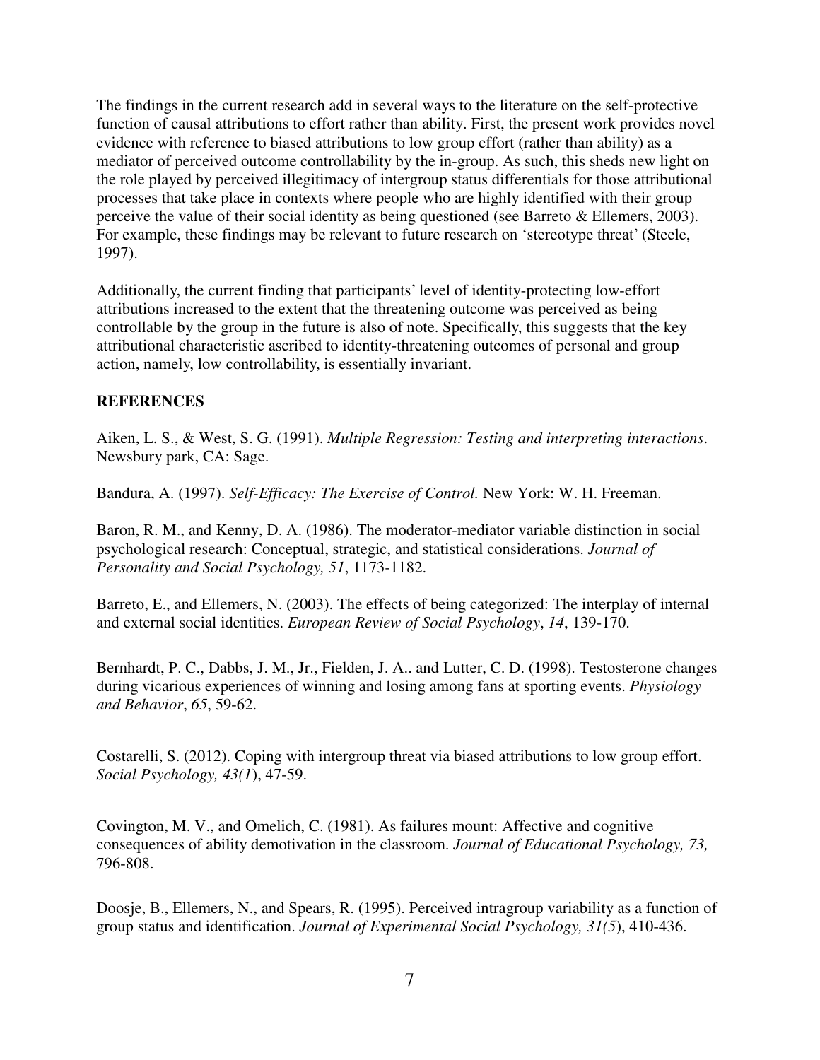The findings in the current research add in several ways to the literature on the self-protective function of causal attributions to effort rather than ability. First, the present work provides novel evidence with reference to biased attributions to low group effort (rather than ability) as a mediator of perceived outcome controllability by the in-group. As such, this sheds new light on the role played by perceived illegitimacy of intergroup status differentials for those attributional processes that take place in contexts where people who are highly identified with their group perceive the value of their social identity as being questioned (see Barreto & Ellemers, 2003). For example, these findings may be relevant to future research on 'stereotype threat' (Steele, 1997).

Additionally, the current finding that participants' level of identity-protecting low-effort attributions increased to the extent that the threatening outcome was perceived as being controllable by the group in the future is also of note. Specifically, this suggests that the key attributional characteristic ascribed to identity-threatening outcomes of personal and group action, namely, low controllability, is essentially invariant.

## REFERENCES

Aiken, L. S., & West, S. G. (1991). *Multiple Regression: Testing and interpreting interactions*. Newsbury park, CA: Sage.

Bandura, A. (1997). *Self-Efficacy: The Exercise of Control.* New York: W. H. Freeman.

Baron, R. M., and Kenny, D. A. (1986). The moderator-mediator variable distinction in social psychological research: Conceptual, strategic, and statistical considerations. *Journal of Personality and Social Psychology, 51*, 1173-1182.

Barreto, E., and Ellemers, N. (2003). The effects of being categorized: The interplay of internal and external social identities. *European Review of Social Psychology*, *14*, 139-170.

Bernhardt, P. C., Dabbs, J. M., Jr., Fielden, J. A.. and Lutter, C. D. (1998). Testosterone changes during vicarious experiences of winning and losing among fans at sporting events. *Physiology and Behavior*, *65*, 59-62.

Costarelli, S. (2012). Coping with intergroup threat via biased attributions to low group effort. *Social Psychology, 43(1*), 47-59.

Covington, M. V., and Omelich, C. (1981). As failures mount: Affective and cognitive consequences of ability demotivation in the classroom. *Journal of Educational Psychology, 73,* 796-808.

Doosje, B., Ellemers, N., and Spears, R. (1995). Perceived intragroup variability as a function of group status and identification. *Journal of Experimental Social Psychology, 31(5*), 410-436.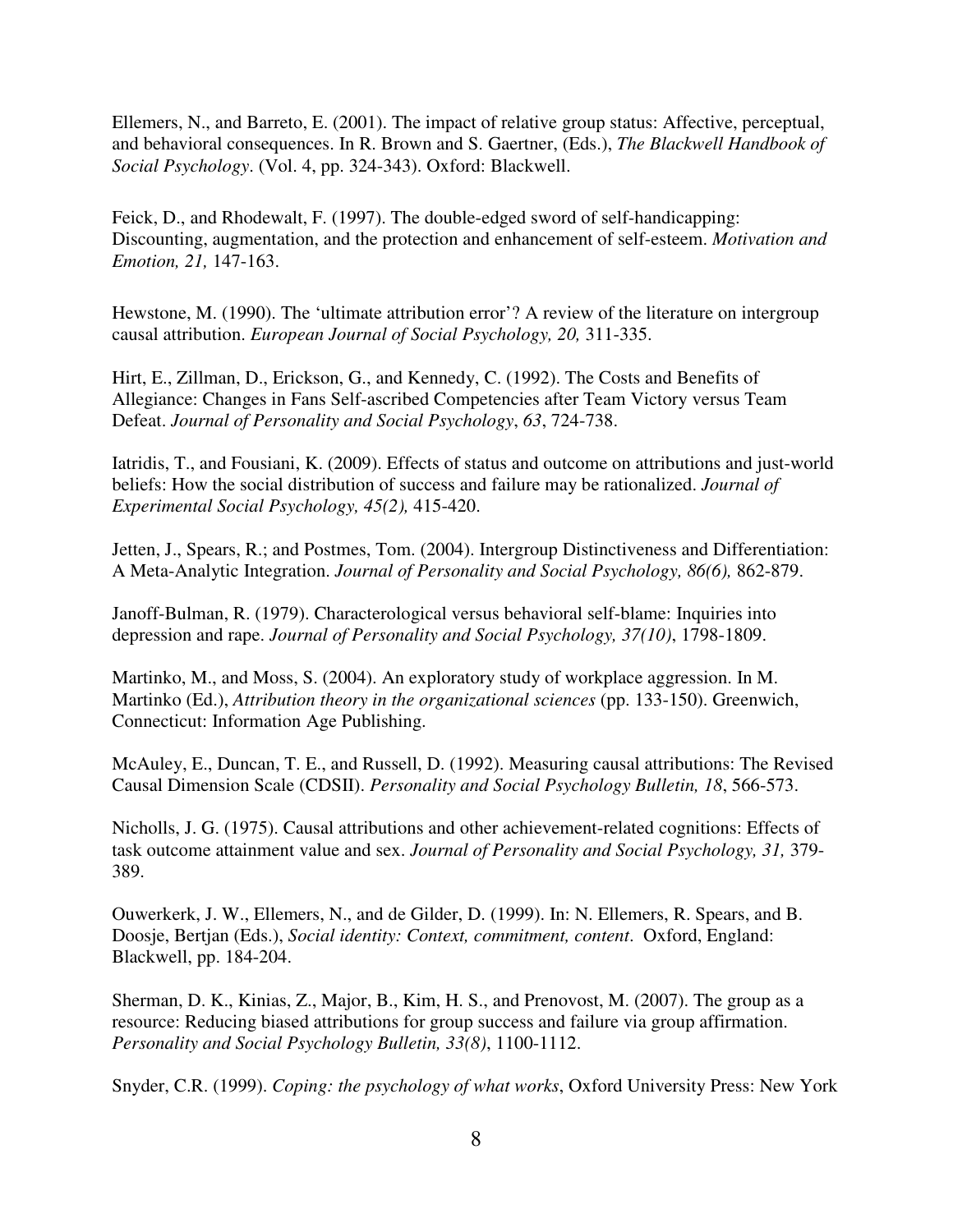Ellemers, N., and Barreto, E. (2001). The impact of relative group status: Affective, perceptual, and behavioral consequences. In R. Brown and S. Gaertner, (Eds.), *The Blackwell Handbook of Social Psychology*. (Vol. 4, pp. 324-343). Oxford: Blackwell.

Feick, D., and Rhodewalt, F. (1997). The double-edged sword of self-handicapping: Discounting, augmentation, and the protection and enhancement of self-esteem. *Motivation and Emotion, 21,* 147-163.

Hewstone, M. (1990). The 'ultimate attribution error'? A review of the literature on intergroup causal attribution. *European Journal of Social Psychology, 20,* 311-335.

Hirt, E., Zillman, D., Erickson, G., and Kennedy, C. (1992). The Costs and Benefits of Allegiance: Changes in Fans Self-ascribed Competencies after Team Victory versus Team Defeat. *Journal of Personality and Social Psychology*, *63*, 724-738.

Iatridis, T., and Fousiani, K. (2009). Effects of status and outcome on attributions and just-world beliefs: How the social distribution of success and failure may be rationalized. *Journal of Experimental Social Psychology, 45(2),* 415-420.

Jetten, J., Spears, R.; and Postmes, Tom. (2004). Intergroup Distinctiveness and Differentiation: A Meta-Analytic Integration. *Journal of Personality and Social Psychology, 86(6),* 862-879.

Janoff-Bulman, R. (1979). Characterological versus behavioral self-blame: Inquiries into depression and rape. *Journal of Personality and Social Psychology, 37(10)*, 1798-1809.

Martinko, M., and Moss, S. (2004). An exploratory study of workplace aggression. In M. Martinko (Ed.), *Attribution theory in the organizational sciences* (pp. 133-150). Greenwich, Connecticut: Information Age Publishing.

McAuley, E., Duncan, T. E., and Russell, D. (1992). Measuring causal attributions: The Revised Causal Dimension Scale (CDSII). *Personality and Social Psychology Bulletin, 18*, 566-573.

Nicholls, J. G. (1975). Causal attributions and other achievement-related cognitions: Effects of task outcome attainment value and sex. *Journal of Personality and Social Psychology, 31,* 379-389.

Ouwerkerk, J. W., Ellemers, N., and de Gilder, D. (1999). In: N. Ellemers, R. Spears, and B. Doosje, Bertjan (Eds.), *Social identity: Context, commitment, content*. Oxford, England: Blackwell, pp. 184-204.

Sherman, D. K., Kinias, Z., Major, B., Kim, H. S., and Prenovost, M. (2007). The group as a resource: Reducing biased attributions for group success and failure via group affirmation. *Personality and Social Psychology Bulletin, 33(8)*, 1100-1112.

Snyder, C.R. (1999). *Coping: the psychology of what works*, Oxford University Press: New York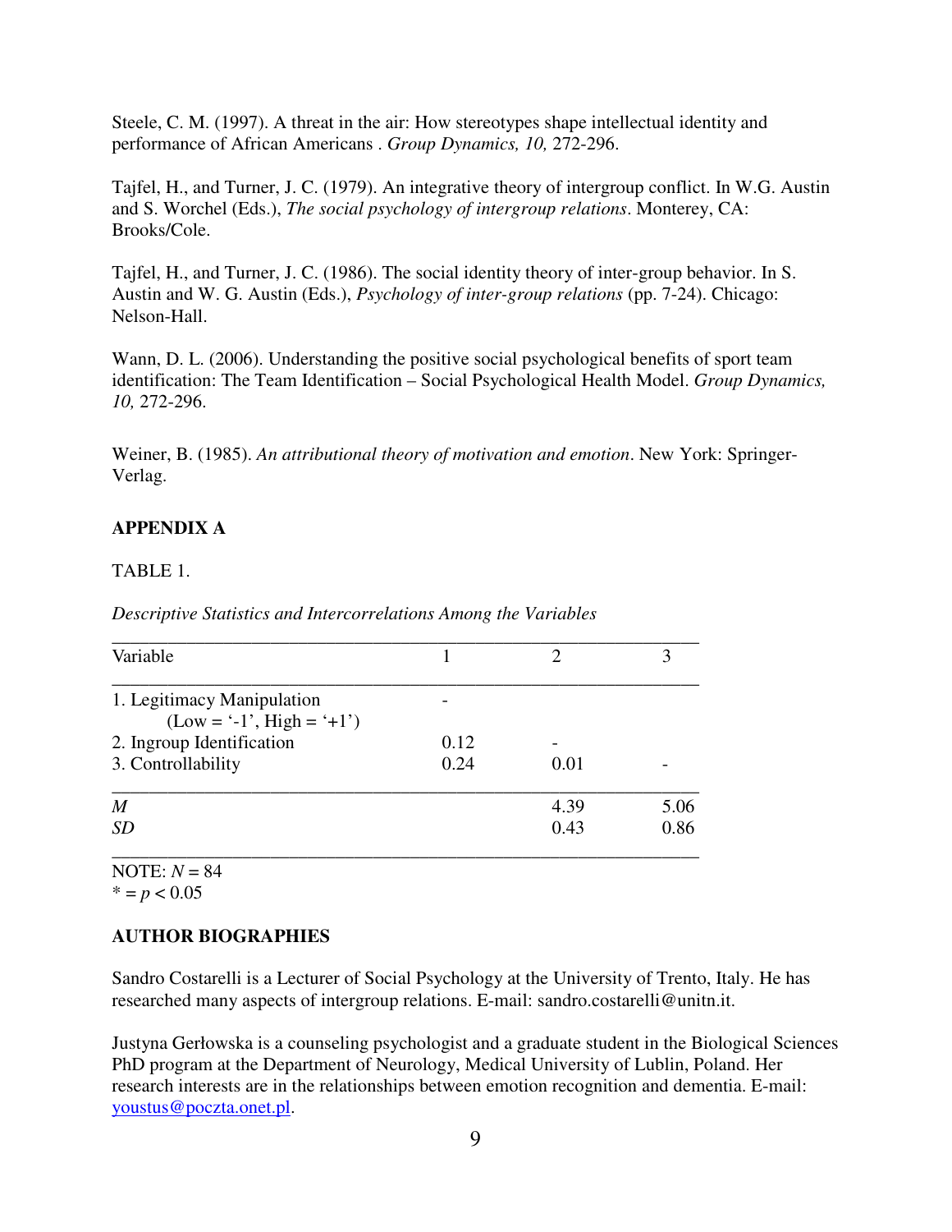Steele, C. M. (1997). A threat in the air: How stereotypes shape intellectual identity and performance of African Americans . *Group Dynamics, 10,* 272-296.

Tajfel, H., and Turner, J. C. (1979). An integrative theory of intergroup conflict. In W.G. Austin and S. Worchel (Eds.), *The social psychology of intergroup relations*. Monterey, CA: Brooks/Cole.

Tajfel, H., and Turner, J. C. (1986). The social identity theory of inter-group behavior. In S. Austin and W. G. Austin (Eds.), *Psychology of inter-group relations* (pp. 7-24). Chicago: Nelson-Hall.

Wann, D. L. (2006). Understanding the positive social psychological benefits of sport team identification: The Team Identification – Social Psychological Health Model. *Group Dynamics, 10,* 272-296.

Weiner, B. (1985). *An attributional theory of motivation and emotion*. New York: Springer-Verlag.

## APPENDIX A

TABLE 1.

*Descriptive Statistics and Intercorrelations Among the Variables*

| Variable | 1 | 2 | 3 |
|---|---|---|---|
| 1. Legitimacy Manipulation (Low = '-1', High = '+1') | - | | |
| 2. Ingroup Identification | 0.12 | - | |
| 3. Controllability | 0.24 | 0.01 | - |
| *M* | | 4.39 | 5.06 |
| *SD* | | 0.43 | 0.86 |

NOTE: $N = 84$
\* = $p < 0.05$

## AUTHOR BIOGRAPHIES

Sandro Costarelli is a Lecturer of Social Psychology at the University of Trento, Italy. He has researched many aspects of intergroup relations. E-mail: sandro.costarelli@unitn.it.

Justyna Gerłowska is a counseling psychologist and a graduate student in the Biological Sciences PhD program at the Department of Neurology, Medical University of Lublin, Poland. Her research interests are in the relationships between emotion recognition and dementia. E-mail: youstus@poczta.onet.pl.